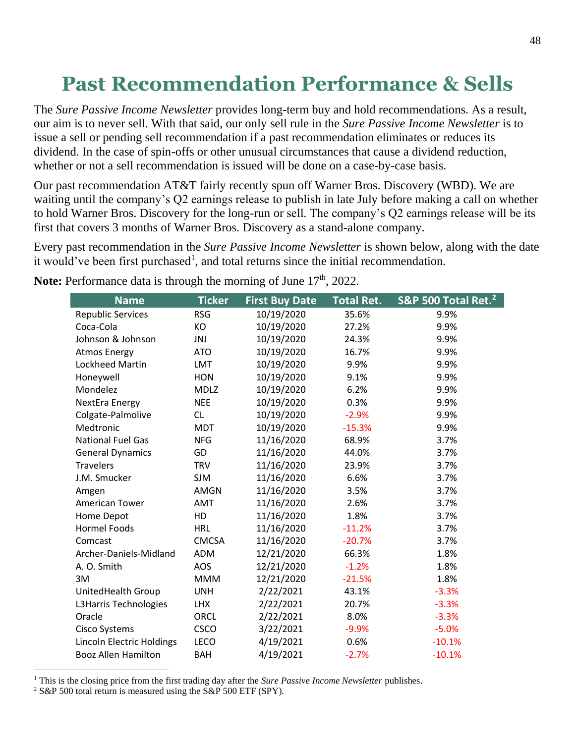# Past Recommendation Performance & Sells

The *Sure Passive Income Newsletter* provides long-term buy and hold recommendations. As a result, our aim is to never sell. With that said, our only sell rule in the *Sure Passive Income Newsletter* is to issue a sell or pending sell recommendation if a past recommendation eliminates or reduces its dividend. In the case of spin-offs or other unusual circumstances that cause a dividend reduction, whether or not a sell recommendation is issued will be done on a case-by-case basis.

Our past recommendation AT&T fairly recently spun off Warner Bros. Discovery (WBD). We are waiting until the company's Q2 earnings release to publish in late July before making a call on whether to hold Warner Bros. Discovery for the long-run or sell. The company's Q2 earnings release will be its first that covers 3 months of Warner Bros. Discovery as a stand-alone company.

Every past recommendation in the *Sure Passive Income Newsletter* is shown below, along with the date it would've been first purchased[1], and total returns since the initial recommendation.

**Note:** Performance data is through the morning of June 17th, 2022.

| Name | Ticker | First Buy Date | Total Ret. | S&P 500 Total Ret.[2] |
|---|---|---|---|---|
| Republic Services | RSG | 10/19/2020 | 35.6% | 9.9% |
| Coca-Cola | KO | 10/19/2020 | 27.2% | 9.9% |
| Johnson & Johnson | JNJ | 10/19/2020 | 24.3% | 9.9% |
| Atmos Energy | ATO | 10/19/2020 | 16.7% | 9.9% |
| Lockheed Martin | LMT | 10/19/2020 | 9.9% | 9.9% |
| Honeywell | HON | 10/19/2020 | 9.1% | 9.9% |
| Mondelez | MDLZ | 10/19/2020 | 6.2% | 9.9% |
| NextEra Energy | NEE | 10/19/2020 | 0.3% | 9.9% |
| Colgate-Palmolive | CL | 10/19/2020 | -2.9% | 9.9% |
| Medtronic | MDT | 10/19/2020 | -15.3% | 9.9% |
| National Fuel Gas | NFG | 11/16/2020 | 68.9% | 3.7% |
| General Dynamics | GD | 11/16/2020 | 44.0% | 3.7% |
| Travelers | TRV | 11/16/2020 | 23.9% | 3.7% |
| J.M. Smucker | SJM | 11/16/2020 | 6.6% | 3.7% |
| Amgen | AMGN | 11/16/2020 | 3.5% | 3.7% |
| American Tower | AMT | 11/16/2020 | 2.6% | 3.7% |
| Home Depot | HD | 11/16/2020 | 1.8% | 3.7% |
| Hormel Foods | HRL | 11/16/2020 | -11.2% | 3.7% |
| Comcast | CMCSA | 11/16/2020 | -20.7% | 3.7% |
| Archer-Daniels-Midland | ADM | 12/21/2020 | 66.3% | 1.8% |
| A. O. Smith | AOS | 12/21/2020 | -1.2% | 1.8% |
| 3M | MMM | 12/21/2020 | -21.5% | 1.8% |
| UnitedHealth Group | UNH | 2/22/2021 | 43.1% | -3.3% |
| L3Harris Technologies | LHX | 2/22/2021 | 20.7% | -3.3% |
| Oracle | ORCL | 2/22/2021 | 8.0% | -3.3% |
| Cisco Systems | CSCO | 3/22/2021 | -9.9% | -5.0% |
| Lincoln Electric Holdings | LECO | 4/19/2021 | 0.6% | -10.1% |
| Booz Allen Hamilton | BAH | 4/19/2021 | -2.7% | -10.1% |

[1] This is the closing price from the first trading day after the *Sure Passive Income Newsletter* publishes.

[2] S&P 500 total return is measured using the S&P 500 ETF (SPY).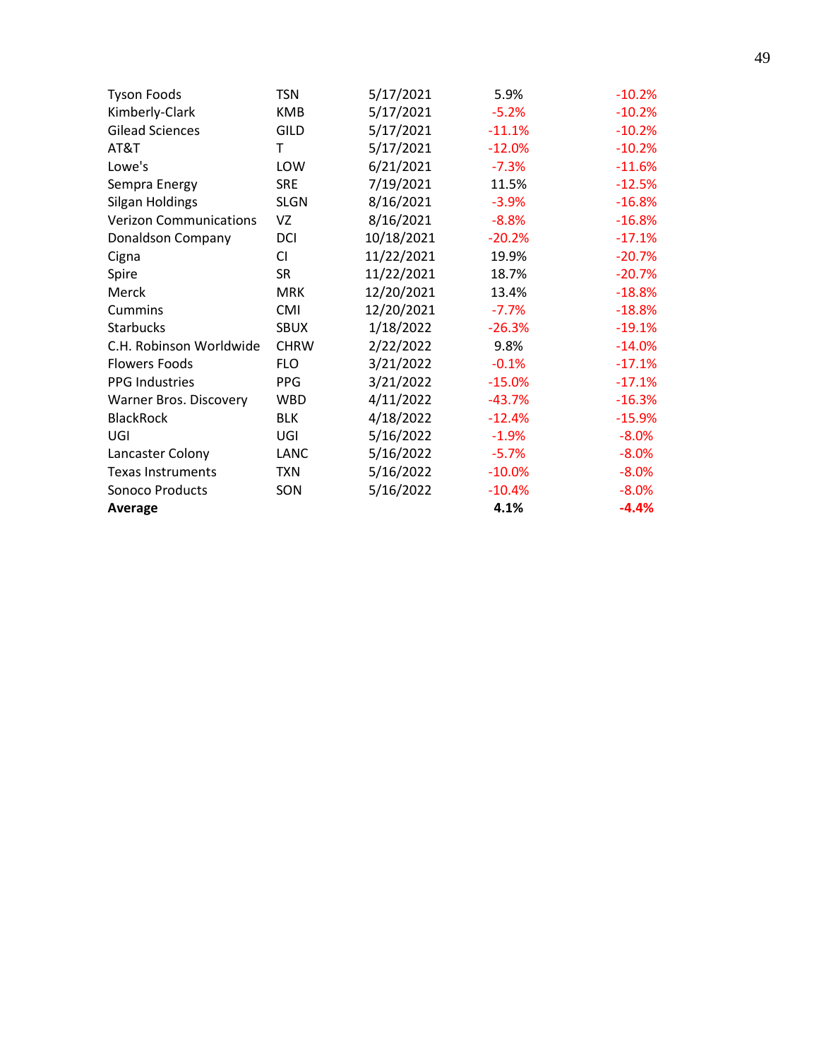| | | | | |
|---|---|---|---|---|
| Tyson Foods | TSN | 5/17/2021 | 5.9% | -10.2% |
| Kimberly-Clark | KMB | 5/17/2021 | -5.2% | -10.2% |
| Gilead Sciences | GILD | 5/17/2021 | -11.1% | -10.2% |
| AT&T | T | 5/17/2021 | -12.0% | -10.2% |
| Lowe's | LOW | 6/21/2021 | -7.3% | -11.6% |
| Sempra Energy | SRE | 7/19/2021 | 11.5% | -12.5% |
| Silgan Holdings | SLGN | 8/16/2021 | -3.9% | -16.8% |
| Verizon Communications | VZ | 8/16/2021 | -8.8% | -16.8% |
| Donaldson Company | DCI | 10/18/2021 | -20.2% | -17.1% |
| Cigna | CI | 11/22/2021 | 19.9% | -20.7% |
| Spire | SR | 11/22/2021 | 18.7% | -20.7% |
| Merck | MRK | 12/20/2021 | 13.4% | -18.8% |
| Cummins | CMI | 12/20/2021 | -7.7% | -18.8% |
| Starbucks | SBUX | 1/18/2022 | -26.3% | -19.1% |
| C.H. Robinson Worldwide | CHRW | 2/22/2022 | 9.8% | -14.0% |
| Flowers Foods | FLO | 3/21/2022 | -0.1% | -17.1% |
| PPG Industries | PPG | 3/21/2022 | -15.0% | -17.1% |
| Warner Bros. Discovery | WBD | 4/11/2022 | -43.7% | -16.3% |
| BlackRock | BLK | 4/18/2022 | -12.4% | -15.9% |
| UGI | UGI | 5/16/2022 | -1.9% | -8.0% |
| Lancaster Colony | LANC | 5/16/2022 | -5.7% | -8.0% |
| Texas Instruments | TXN | 5/16/2022 | -10.0% | -8.0% |
| Sonoco Products | SON | 5/16/2022 | -10.4% | -8.0% |
| **Average** | | | **4.1%** | **-4.4%** |